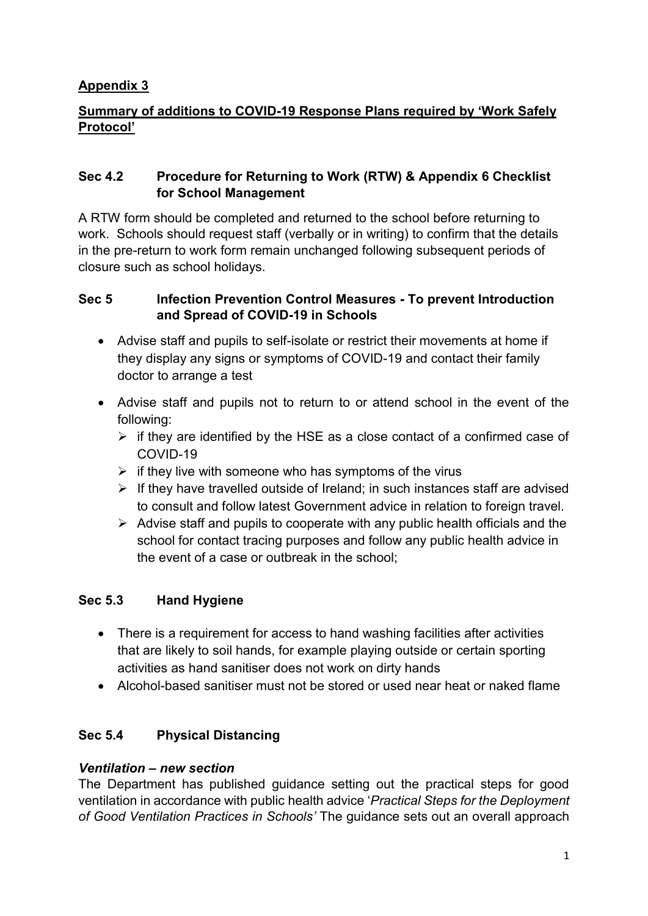## Appendix 3

## Summary of additions to COVID-19 Response Plans required by 'Work Safely Protocol'

### Sec 4.2 Procedure for Returning to Work (RTW) & Appendix 6 Checklist for School Management

A RTW form should be completed and returned to the school before returning to work. Schools should request staff (verbally or in writing) to confirm that the details in the pre-return to work form remain unchanged following subsequent periods of closure such as school holidays.

### Sec 5 Infection Prevention Control Measures - To prevent Introduction and Spread of COVID-19 in Schools

- Advise staff and pupils to self-isolate or restrict their movements at home if they display any signs or symptoms of COVID-19 and contact their family doctor to arrange a test
- Advise staff and pupils not to return to or attend school in the event of the following:
  - if they are identified by the HSE as a close contact of a confirmed case of COVID-19
  - if they live with someone who has symptoms of the virus
  - If they have travelled outside of Ireland; in such instances staff are advised to consult and follow latest Government advice in relation to foreign travel.
  - Advise staff and pupils to cooperate with any public health officials and the school for contact tracing purposes and follow any public health advice in the event of a case or outbreak in the school;

### Sec 5.3 Hand Hygiene

- There is a requirement for access to hand washing facilities after activities that are likely to soil hands, for example playing outside or certain sporting activities as hand sanitiser does not work on dirty hands
- Alcohol-based sanitiser must not be stored or used near heat or naked flame

### Sec 5.4 Physical Distancing

***Ventilation – new section***

The Department has published guidance setting out the practical steps for good ventilation in accordance with public health advice '*Practical Steps for the Deployment of Good Ventilation Practices in Schools'* The guidance sets out an overall approach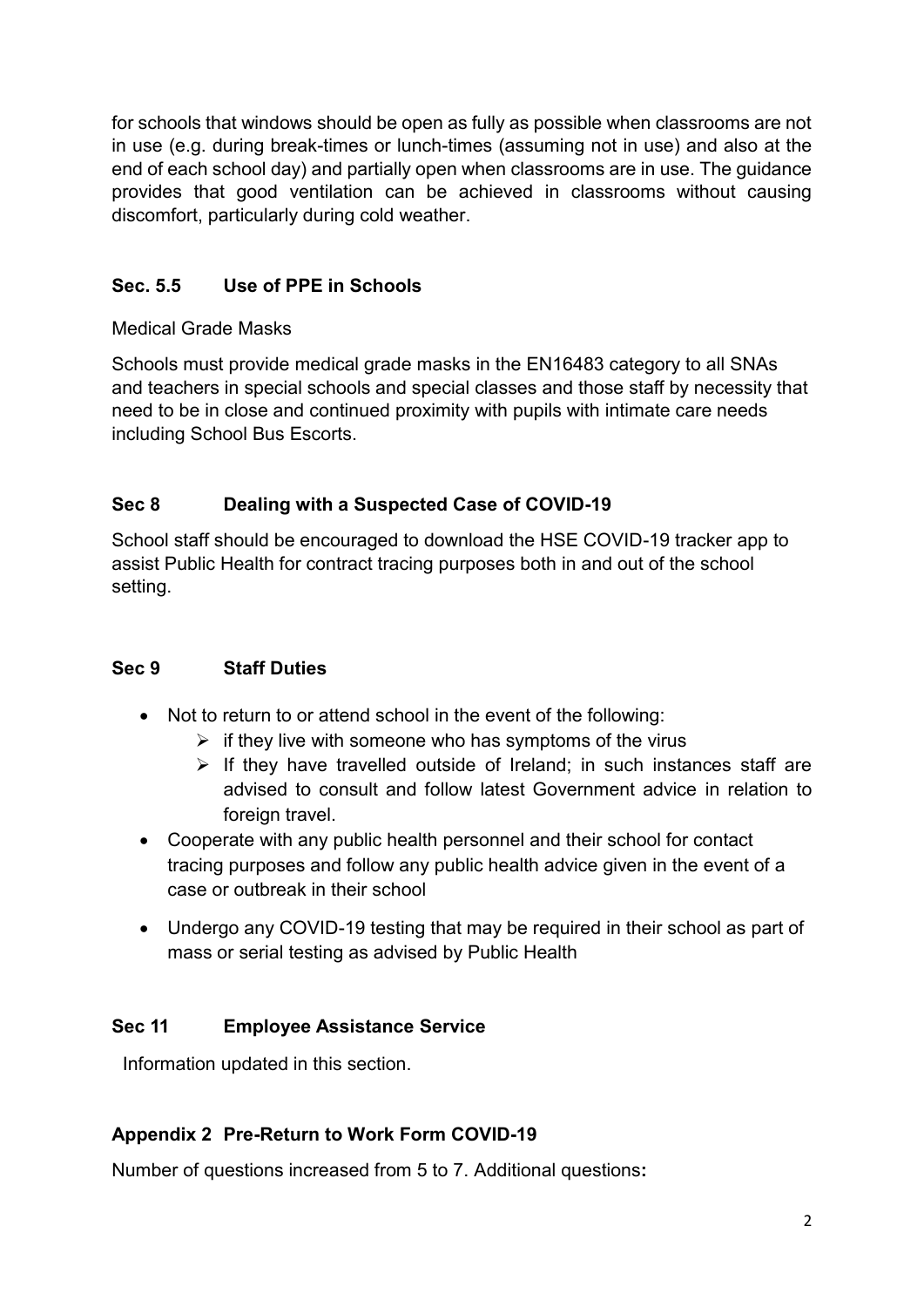for schools that windows should be open as fully as possible when classrooms are not in use (e.g. during break-times or lunch-times (assuming not in use) and also at the end of each school day) and partially open when classrooms are in use. The guidance provides that good ventilation can be achieved in classrooms without causing discomfort, particularly during cold weather.

### Sec. 5.5 Use of PPE in Schools

Medical Grade Masks

Schools must provide medical grade masks in the EN16483 category to all SNAs and teachers in special schools and special classes and those staff by necessity that need to be in close and continued proximity with pupils with intimate care needs including School Bus Escorts.

### Sec 8 Dealing with a Suspected Case of COVID-19

School staff should be encouraged to download the HSE COVID-19 tracker app to assist Public Health for contract tracing purposes both in and out of the school setting.

### Sec 9 Staff Duties

- Not to return to or attend school in the event of the following:
  - if they live with someone who has symptoms of the virus
  - If they have travelled outside of Ireland; in such instances staff are advised to consult and follow latest Government advice in relation to foreign travel.
- Cooperate with any public health personnel and their school for contact tracing purposes and follow any public health advice given in the event of a case or outbreak in their school
- Undergo any COVID-19 testing that may be required in their school as part of mass or serial testing as advised by Public Health

### Sec 11 Employee Assistance Service

Information updated in this section.

### Appendix 2 Pre-Return to Work Form COVID-19

Number of questions increased from 5 to 7. Additional questions**:**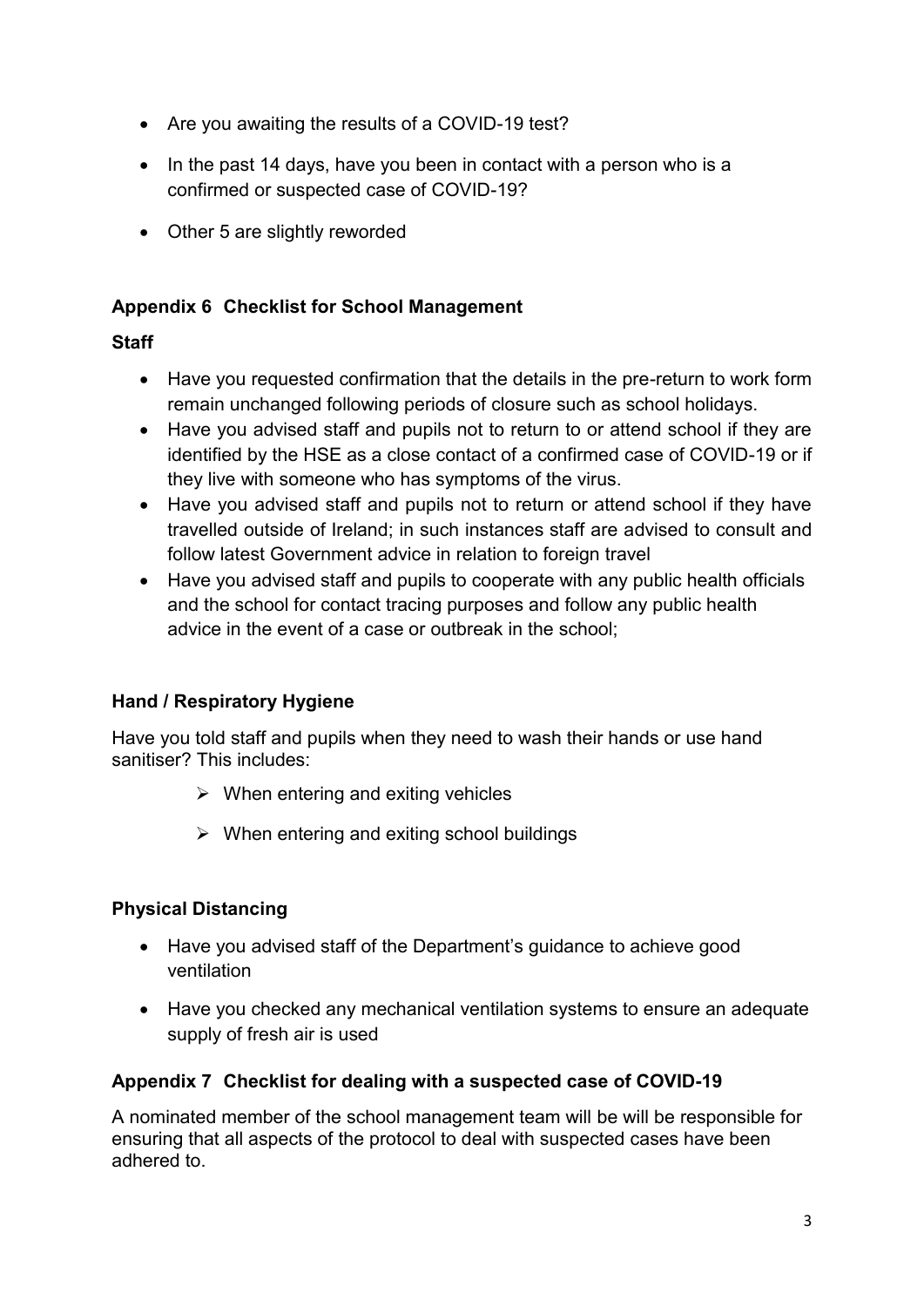- Are you awaiting the results of a COVID-19 test?
- In the past 14 days, have you been in contact with a person who is a confirmed or suspected case of COVID-19?
- Other 5 are slightly reworded

## Appendix 6 Checklist for School Management

### Staff

- Have you requested confirmation that the details in the pre-return to work form remain unchanged following periods of closure such as school holidays.
- Have you advised staff and pupils not to return to or attend school if they are identified by the HSE as a close contact of a confirmed case of COVID-19 or if they live with someone who has symptoms of the virus.
- Have you advised staff and pupils not to return or attend school if they have travelled outside of Ireland; in such instances staff are advised to consult and follow latest Government advice in relation to foreign travel
- Have you advised staff and pupils to cooperate with any public health officials and the school for contact tracing purposes and follow any public health advice in the event of a case or outbreak in the school;

### Hand / Respiratory Hygiene

Have you told staff and pupils when they need to wash their hands or use hand sanitiser? This includes:

- When entering and exiting vehicles
- When entering and exiting school buildings

### Physical Distancing

- Have you advised staff of the Department's guidance to achieve good ventilation
- Have you checked any mechanical ventilation systems to ensure an adequate supply of fresh air is used

## Appendix 7 Checklist for dealing with a suspected case of COVID-19

A nominated member of the school management team will be will be responsible for ensuring that all aspects of the protocol to deal with suspected cases have been adhered to.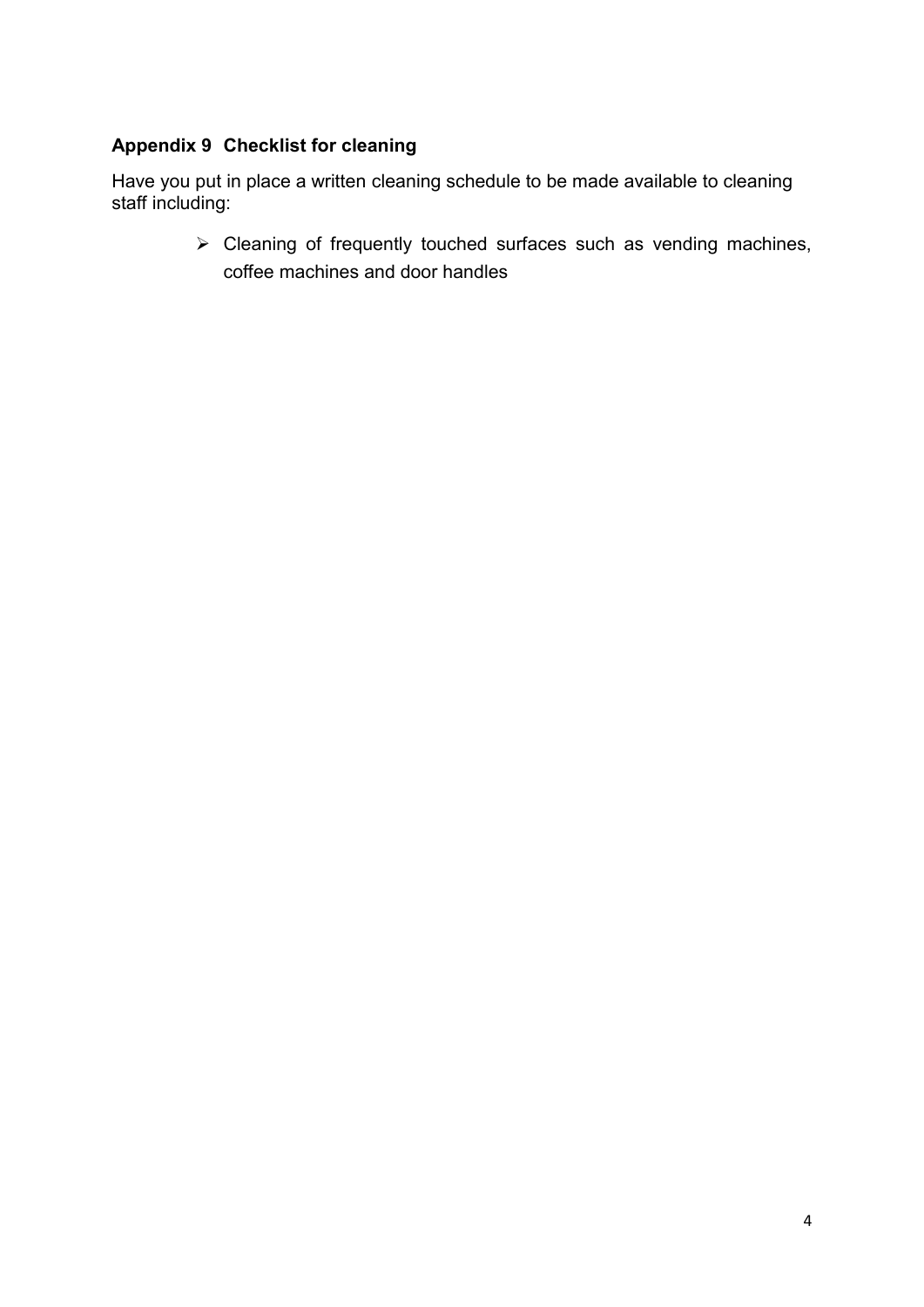### Appendix 9 Checklist for cleaning

Have you put in place a written cleaning schedule to be made available to cleaning staff including:

- Cleaning of frequently touched surfaces such as vending machines, coffee machines and door handles